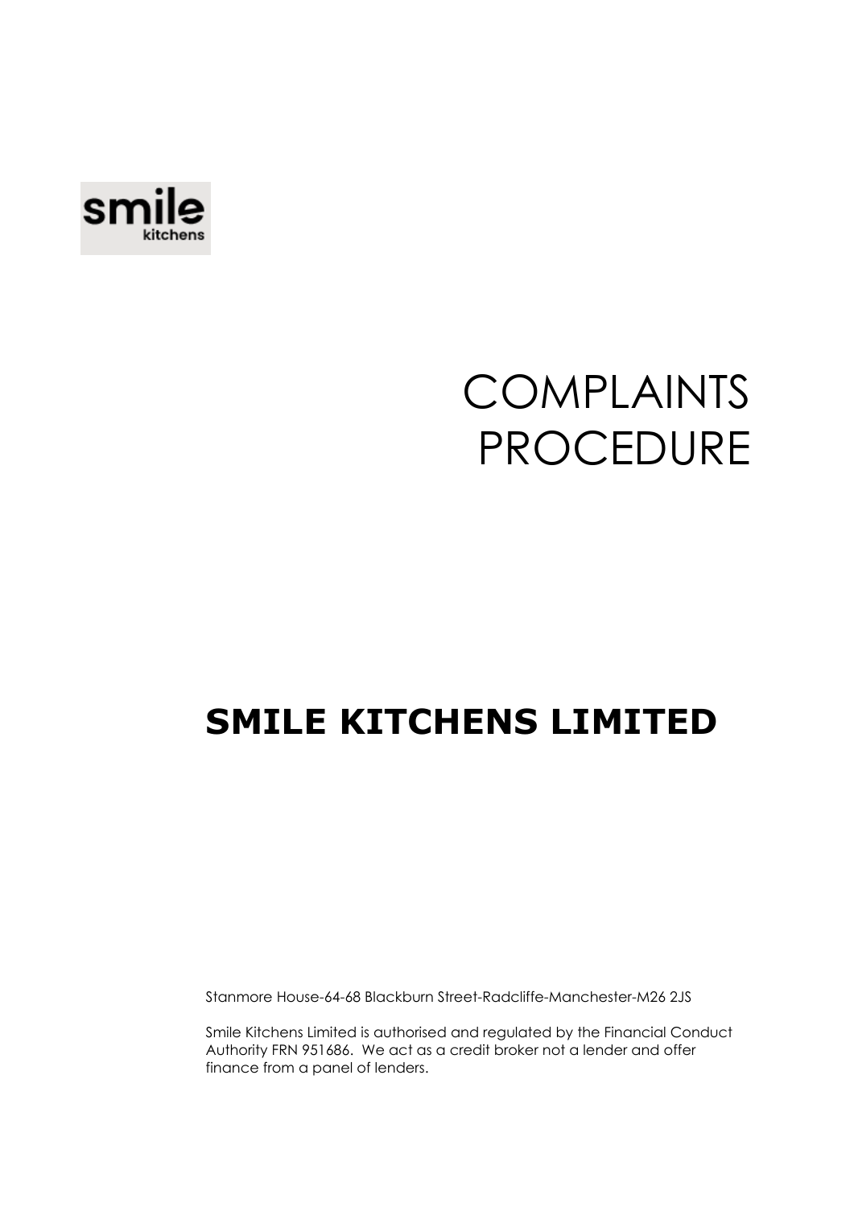smile
kitchens

# COMPLAINTS PROCEDURE

## SMILE KITCHENS LIMITED

Stanmore House-64-68 Blackburn Street-Radcliffe-Manchester-M26 2JS

Smile Kitchens Limited is authorised and regulated by the Financial Conduct Authority FRN 951686. We act as a credit broker not a lender and offer finance from a panel of lenders.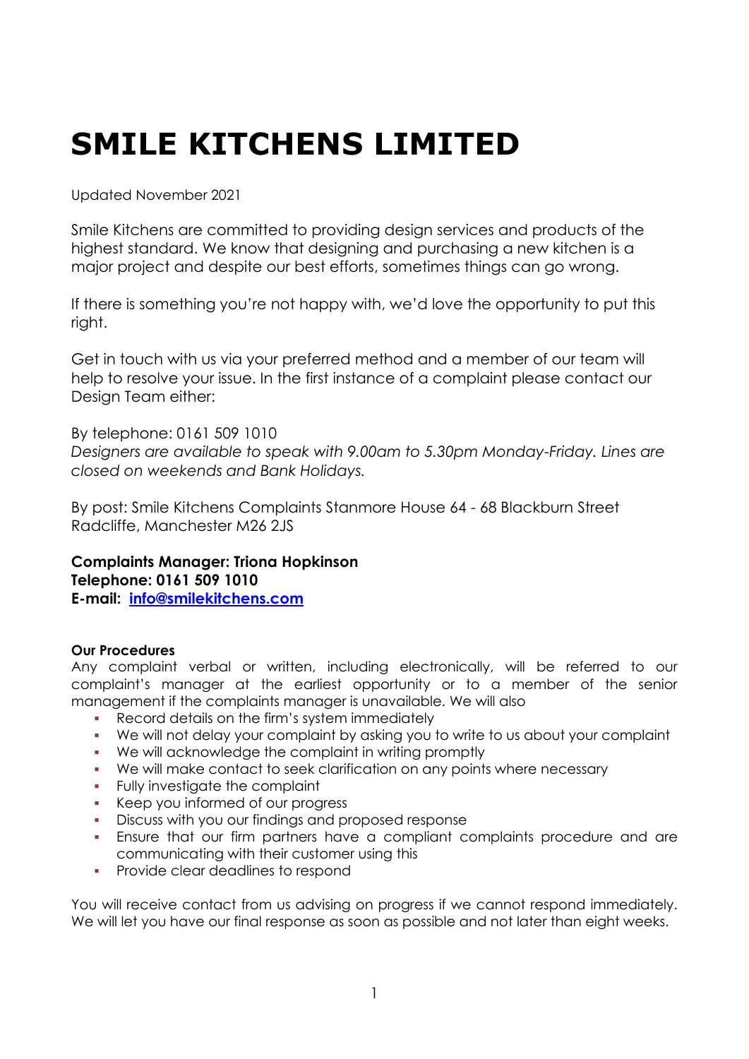# SMILE KITCHENS LIMITED

Updated November 2021

Smile Kitchens are committed to providing design services and products of the highest standard. We know that designing and purchasing a new kitchen is a major project and despite our best efforts, sometimes things can go wrong.

If there is something you're not happy with, we'd love the opportunity to put this right.

Get in touch with us via your preferred method and a member of our team will help to resolve your issue. In the first instance of a complaint please contact our Design Team either:

By telephone: 0161 509 1010
*Designers are available to speak with 9.00am to 5.30pm Monday-Friday. Lines are closed on weekends and Bank Holidays.*

By post: Smile Kitchens Complaints Stanmore House 64 - 68 Blackburn Street Radcliffe, Manchester M26 2JS

**Complaints Manager: Triona Hopkinson**
**Telephone: 0161 509 1010**
**E-mail: [info@smilekitchens.com](mailto:info@smilekitchens.com)**

**Our Procedures**
Any complaint verbal or written, including electronically, will be referred to our complaint's manager at the earliest opportunity or to a member of the senior management if the complaints manager is unavailable. We will also

- Record details on the firm's system immediately
- We will not delay your complaint by asking you to write to us about your complaint
- We will acknowledge the complaint in writing promptly
- We will make contact to seek clarification on any points where necessary
- Fully investigate the complaint
- Keep you informed of our progress
- Discuss with you our findings and proposed response
- Ensure that our firm partners have a compliant complaints procedure and are communicating with their customer using this
- Provide clear deadlines to respond

You will receive contact from us advising on progress if we cannot respond immediately. We will let you have our final response as soon as possible and not later than eight weeks.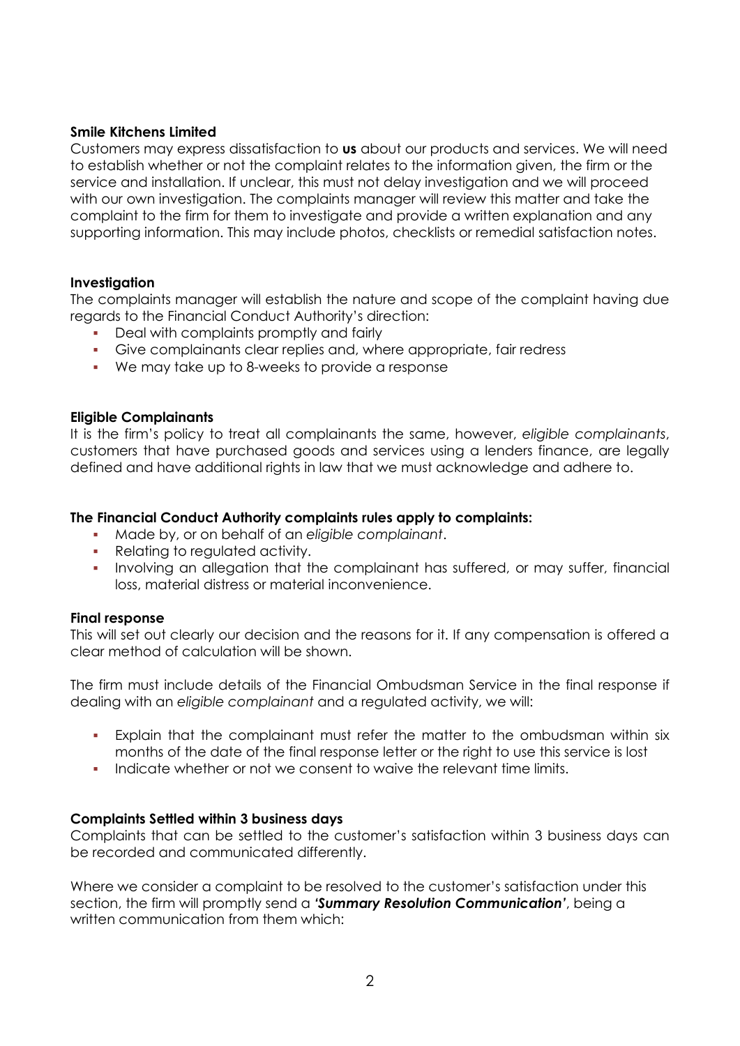**Smile Kitchens Limited**

Customers may express dissatisfaction to **us** about our products and services. We will need to establish whether or not the complaint relates to the information given, the firm or the service and installation. If unclear, this must not delay investigation and we will proceed with our own investigation. The complaints manager will review this matter and take the complaint to the firm for them to investigate and provide a written explanation and any supporting information. This may include photos, checklists or remedial satisfaction notes.

**Investigation**

The complaints manager will establish the nature and scope of the complaint having due regards to the Financial Conduct Authority's direction:

- Deal with complaints promptly and fairly
- Give complainants clear replies and, where appropriate, fair redress
- We may take up to 8-weeks to provide a response

**Eligible Complainants**

It is the firm's policy to treat all complainants the same, however, *eligible complainants*, customers that have purchased goods and services using a lenders finance, are legally defined and have additional rights in law that we must acknowledge and adhere to.

**The Financial Conduct Authority complaints rules apply to complaints:**

- Made by, or on behalf of an *eligible complainant*.
- Relating to regulated activity.
- Involving an allegation that the complainant has suffered, or may suffer, financial loss, material distress or material inconvenience.

**Final response**

This will set out clearly our decision and the reasons for it. If any compensation is offered a clear method of calculation will be shown.

The firm must include details of the Financial Ombudsman Service in the final response if dealing with an *eligible complainant* and a regulated activity, we will:

- Explain that the complainant must refer the matter to the ombudsman within six months of the date of the final response letter or the right to use this service is lost
- Indicate whether or not we consent to waive the relevant time limits.

**Complaints Settled within 3 business days**

Complaints that can be settled to the customer's satisfaction within 3 business days can be recorded and communicated differently.

Where we consider a complaint to be resolved to the customer's satisfaction under this section, the firm will promptly send a ***'Summary Resolution Communication'***, being a written communication from them which: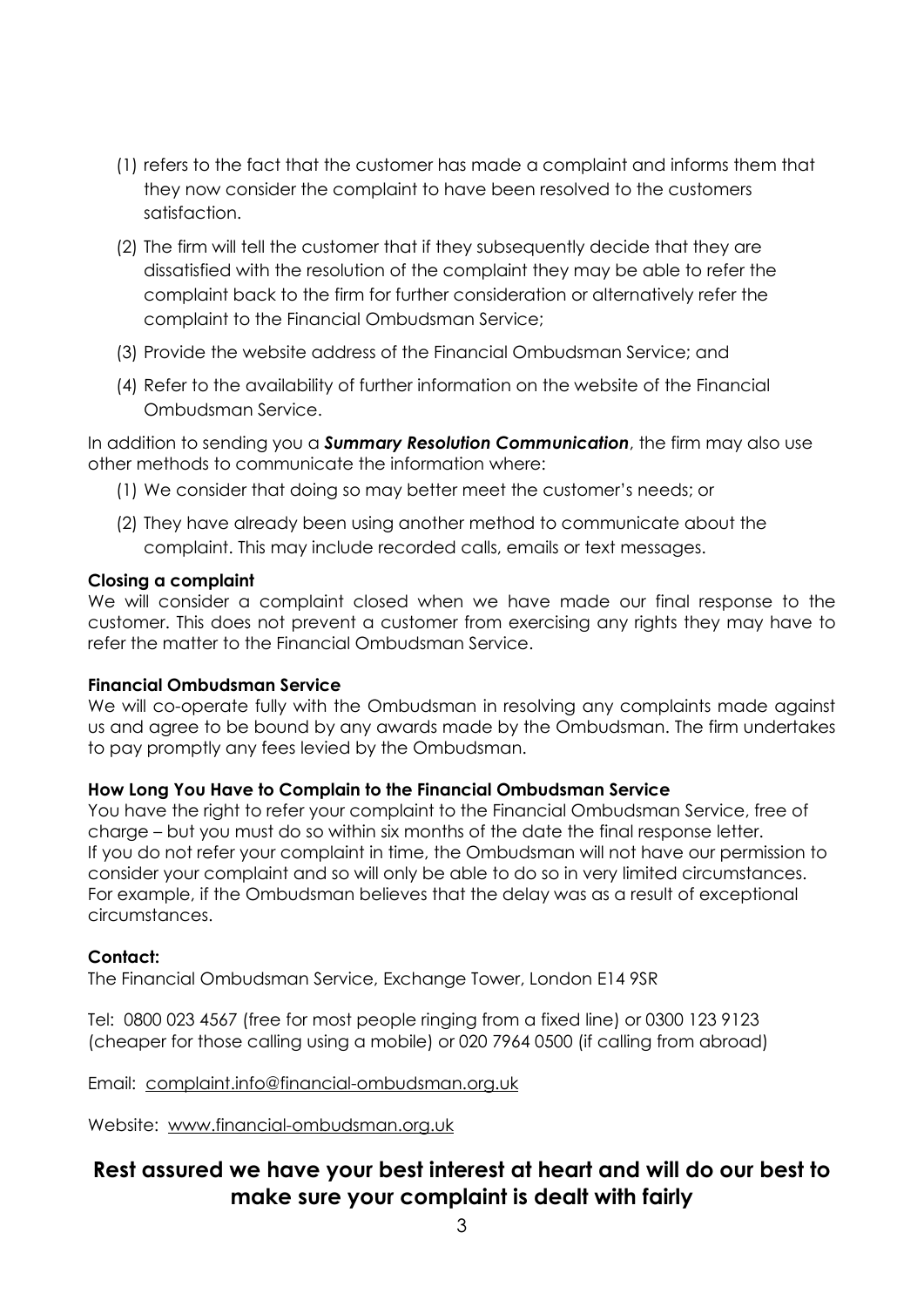(1) refers to the fact that the customer has made a complaint and informs them that they now consider the complaint to have been resolved to the customers satisfaction.

(2) The firm will tell the customer that if they subsequently decide that they are dissatisfied with the resolution of the complaint they may be able to refer the complaint back to the firm for further consideration or alternatively refer the complaint to the Financial Ombudsman Service;

(3) Provide the website address of the Financial Ombudsman Service; and

(4) Refer to the availability of further information on the website of the Financial Ombudsman Service.

In addition to sending you a ***Summary Resolution Communication***, the firm may also use other methods to communicate the information where:

(1) We consider that doing so may better meet the customer's needs; or

(2) They have already been using another method to communicate about the complaint. This may include recorded calls, emails or text messages.

**Closing a complaint**
We will consider a complaint closed when we have made our final response to the customer. This does not prevent a customer from exercising any rights they may have to refer the matter to the Financial Ombudsman Service.

**Financial Ombudsman Service**
We will co-operate fully with the Ombudsman in resolving any complaints made against us and agree to be bound by any awards made by the Ombudsman. The firm undertakes to pay promptly any fees levied by the Ombudsman.

**How Long You Have to Complain to the Financial Ombudsman Service**
You have the right to refer your complaint to the Financial Ombudsman Service, free of charge – but you must do so within six months of the date the final response letter. If you do not refer your complaint in time, the Ombudsman will not have our permission to consider your complaint and so will only be able to do so in very limited circumstances. For example, if the Ombudsman believes that the delay was as a result of exceptional circumstances.

**Contact:**
The Financial Ombudsman Service, Exchange Tower, London E14 9SR

Tel: 0800 023 4567 (free for most people ringing from a fixed line) or 0300 123 9123 (cheaper for those calling using a mobile) or 020 7964 0500 (if calling from abroad)

Email: complaint.info@financial-ombudsman.org.uk

Website: www.financial-ombudsman.org.uk

## Rest assured we have your best interest at heart and will do our best to make sure your complaint is dealt with fairly